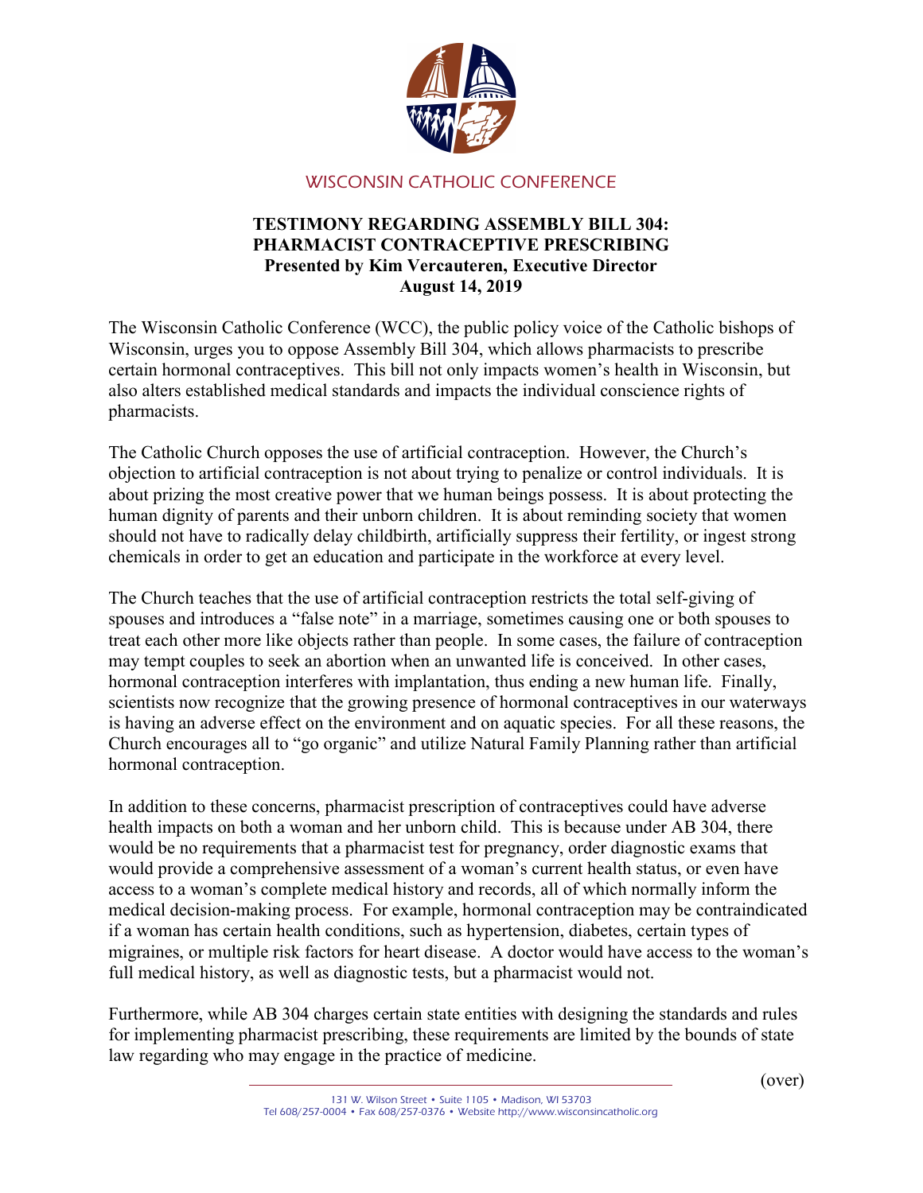WISCONSIN CATHOLIC CONFERENCE

# TESTIMONY REGARDING ASSEMBLY BILL 304: PHARMACIST CONTRACEPTIVE PRESCRIBING

**Presented by Kim Vercauteren, Executive Director**
**August 14, 2019**

The Wisconsin Catholic Conference (WCC), the public policy voice of the Catholic bishops of Wisconsin, urges you to oppose Assembly Bill 304, which allows pharmacists to prescribe certain hormonal contraceptives. This bill not only impacts women's health in Wisconsin, but also alters established medical standards and impacts the individual conscience rights of pharmacists.

The Catholic Church opposes the use of artificial contraception. However, the Church's objection to artificial contraception is not about trying to penalize or control individuals. It is about prizing the most creative power that we human beings possess. It is about protecting the human dignity of parents and their unborn children. It is about reminding society that women should not have to radically delay childbirth, artificially suppress their fertility, or ingest strong chemicals in order to get an education and participate in the workforce at every level.

The Church teaches that the use of artificial contraception restricts the total self-giving of spouses and introduces a "false note" in a marriage, sometimes causing one or both spouses to treat each other more like objects rather than people. In some cases, the failure of contraception may tempt couples to seek an abortion when an unwanted life is conceived. In other cases, hormonal contraception interferes with implantation, thus ending a new human life. Finally, scientists now recognize that the growing presence of hormonal contraceptives in our waterways is having an adverse effect on the environment and on aquatic species. For all these reasons, the Church encourages all to "go organic" and utilize Natural Family Planning rather than artificial hormonal contraception.

In addition to these concerns, pharmacist prescription of contraceptives could have adverse health impacts on both a woman and her unborn child. This is because under AB 304, there would be no requirements that a pharmacist test for pregnancy, order diagnostic exams that would provide a comprehensive assessment of a woman's current health status, or even have access to a woman's complete medical history and records, all of which normally inform the medical decision-making process. For example, hormonal contraception may be contraindicated if a woman has certain health conditions, such as hypertension, diabetes, certain types of migraines, or multiple risk factors for heart disease. A doctor would have access to the woman's full medical history, as well as diagnostic tests, but a pharmacist would not.

Furthermore, while AB 304 charges certain state entities with designing the standards and rules for implementing pharmacist prescribing, these requirements are limited by the bounds of state law regarding who may engage in the practice of medicine.

(over)

131 W. Wilson Street • Suite 1105 • Madison, WI 53703
Tel 608/257-0004 • Fax 608/257-0376 • Website http://www.wisconsincatholic.org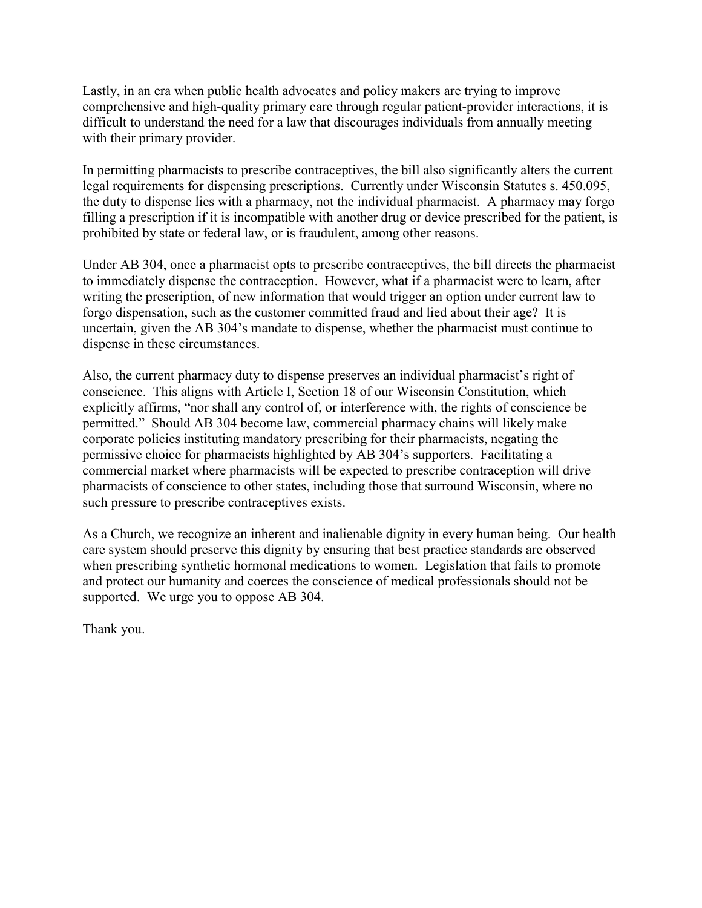Lastly, in an era when public health advocates and policy makers are trying to improve comprehensive and high-quality primary care through regular patient-provider interactions, it is difficult to understand the need for a law that discourages individuals from annually meeting with their primary provider.

In permitting pharmacists to prescribe contraceptives, the bill also significantly alters the current legal requirements for dispensing prescriptions. Currently under Wisconsin Statutes s. 450.095, the duty to dispense lies with a pharmacy, not the individual pharmacist. A pharmacy may forgo filling a prescription if it is incompatible with another drug or device prescribed for the patient, is prohibited by state or federal law, or is fraudulent, among other reasons.

Under AB 304, once a pharmacist opts to prescribe contraceptives, the bill directs the pharmacist to immediately dispense the contraception. However, what if a pharmacist were to learn, after writing the prescription, of new information that would trigger an option under current law to forgo dispensation, such as the customer committed fraud and lied about their age? It is uncertain, given the AB 304's mandate to dispense, whether the pharmacist must continue to dispense in these circumstances.

Also, the current pharmacy duty to dispense preserves an individual pharmacist's right of conscience. This aligns with Article I, Section 18 of our Wisconsin Constitution, which explicitly affirms, "nor shall any control of, or interference with, the rights of conscience be permitted." Should AB 304 become law, commercial pharmacy chains will likely make corporate policies instituting mandatory prescribing for their pharmacists, negating the permissive choice for pharmacists highlighted by AB 304's supporters. Facilitating a commercial market where pharmacists will be expected to prescribe contraception will drive pharmacists of conscience to other states, including those that surround Wisconsin, where no such pressure to prescribe contraceptives exists.

As a Church, we recognize an inherent and inalienable dignity in every human being. Our health care system should preserve this dignity by ensuring that best practice standards are observed when prescribing synthetic hormonal medications to women. Legislation that fails to promote and protect our humanity and coerces the conscience of medical professionals should not be supported. We urge you to oppose AB 304.

Thank you.